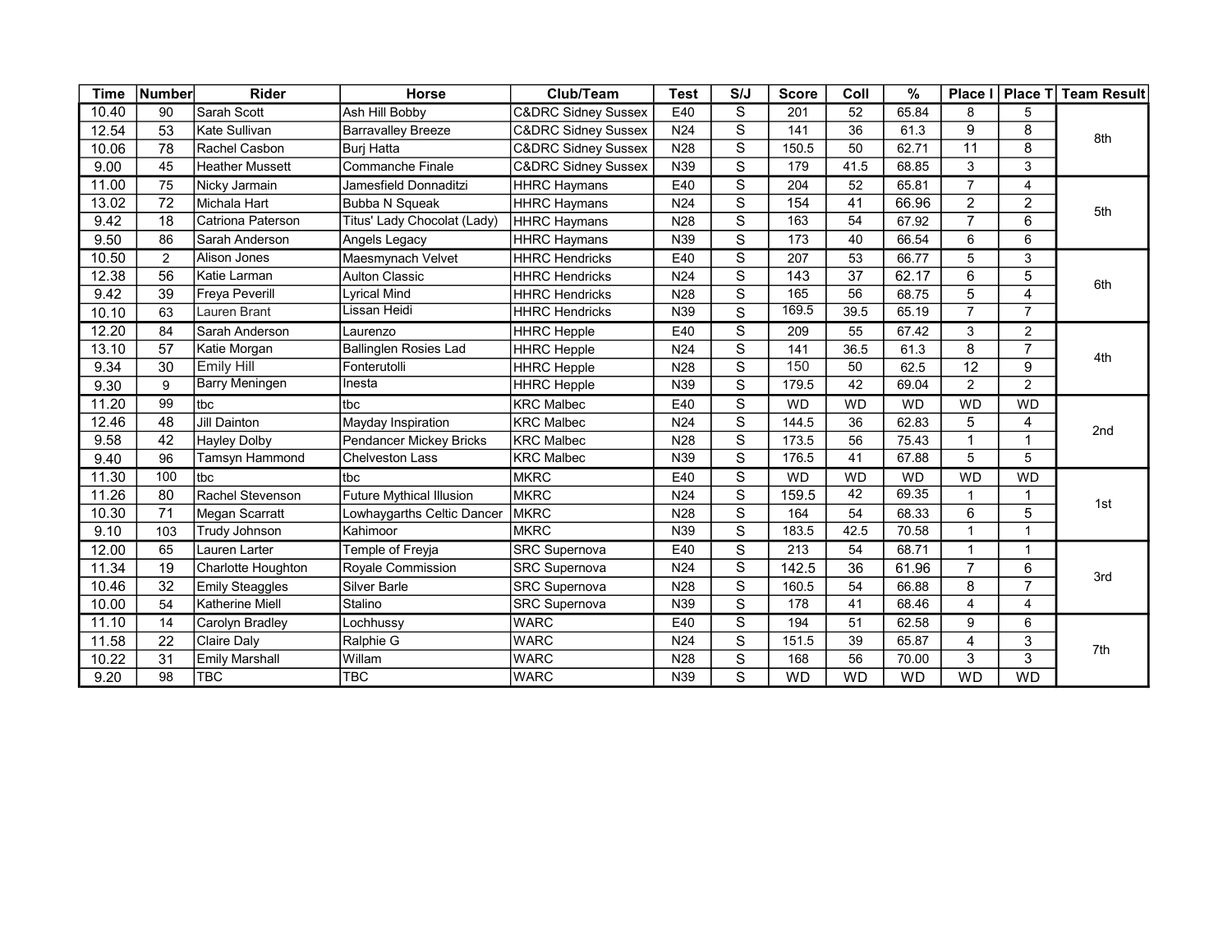| Time | Number | Rider | Horse | Club/Team | Test | S/J | Score | Coll | % | Place I | Place T | Team Result |
|---|---|---|---|---|---|---|---|---|---|---|---|---|
| 10.40 | 90 | Sarah Scott | Ash Hill Bobby | C&DRC Sidney Sussex | E40 | S | 201 | 52 | 65.84 | 8 | 5 | 8th |
| 12.54 | 53 | Kate Sullivan | Barravalley Breeze | C&DRC Sidney Sussex | N24 | S | 141 | 36 | 61.3 | 9 | 8 | |
| 10.06 | 78 | Rachel Casbon | Burj Hatta | C&DRC Sidney Sussex | N28 | S | 150.5 | 50 | 62.71 | 11 | 8 | |
| 9.00 | 45 | Heather Mussett | Commanche Finale | C&DRC Sidney Sussex | N39 | S | 179 | 41.5 | 68.85 | 3 | 3 | |
| 11.00 | 75 | Nicky Jarmain | Jamesfield Donnaditzi | HHRC Haymans | E40 | S | 204 | 52 | 65.81 | 7 | 4 | 5th |
| 13.02 | 72 | Michala Hart | Bubba N Squeak | HHRC Haymans | N24 | S | 154 | 41 | 66.96 | 2 | 2 | |
| 9.42 | 18 | Catriona Paterson | Titus' Lady Chocolat (Lady) | HHRC Haymans | N28 | S | 163 | 54 | 67.92 | 7 | 6 | |
| 9.50 | 86 | Sarah Anderson | Angels Legacy | HHRC Haymans | N39 | S | 173 | 40 | 66.54 | 6 | 6 | |
| 10.50 | 2 | Alison Jones | Maesmynach Velvet | HHRC Hendricks | E40 | S | 207 | 53 | 66.77 | 5 | 3 | 6th |
| 12.38 | 56 | Katie Larman | Aulton Classic | HHRC Hendricks | N24 | S | 143 | 37 | 62.17 | 6 | 5 | |
| 9.42 | 39 | Freya Peverill | Lyrical Mind | HHRC Hendricks | N28 | S | 165 | 56 | 68.75 | 5 | 4 | |
| 10.10 | 63 | Lauren Brant | Lissan Heidi | HHRC Hendricks | N39 | S | 169.5 | 39.5 | 65.19 | 7 | 7 | |
| 12.20 | 84 | Sarah Anderson | Laurenzo | HHRC Hepple | E40 | S | 209 | 55 | 67.42 | 3 | 2 | 4th |
| 13.10 | 57 | Katie Morgan | Ballinglen Rosies Lad | HHRC Hepple | N24 | S | 141 | 36.5 | 61.3 | 8 | 7 | |
| 9.34 | 30 | Emily Hill | Fonterutolli | HHRC Hepple | N28 | S | 150 | 50 | 62.5 | 12 | 9 | |
| 9.30 | 9 | Barry Meningen | Inesta | HHRC Hepple | N39 | S | 179.5 | 42 | 69.04 | 2 | 2 | |
| 11.20 | 99 | tbc | tbc | KRC Malbec | E40 | S | WD | WD | WD | WD | WD | 2nd |
| 12.46 | 48 | Jill Dainton | Mayday Inspiration | KRC Malbec | N24 | S | 144.5 | 36 | 62.83 | 5 | 4 | |
| 9.58 | 42 | Hayley Dolby | Pendancer Mickey Bricks | KRC Malbec | N28 | S | 173.5 | 56 | 75.43 | 1 | 1 | |
| 9.40 | 96 | Tamsyn Hammond | Chelveston Lass | KRC Malbec | N39 | S | 176.5 | 41 | 67.88 | 5 | 5 | |
| 11.30 | 100 | tbc | tbc | MKRC | E40 | S | WD | WD | WD | WD | WD | 1st |
| 11.26 | 80 | Rachel Stevenson | Future Mythical Illusion | MKRC | N24 | S | 159.5 | 42 | 69.35 | 1 | 1 | |
| 10.30 | 71 | Megan Scarratt | Lowhaygarths Celtic Dancer | MKRC | N28 | S | 164 | 54 | 68.33 | 6 | 5 | |
| 9.10 | 103 | Trudy Johnson | Kahimoor | MKRC | N39 | S | 183.5 | 42.5 | 70.58 | 1 | 1 | |
| 12.00 | 65 | Lauren Larter | Temple of Freyja | SRC Supernova | E40 | S | 213 | 54 | 68.71 | 1 | 1 | 3rd |
| 11.34 | 19 | Charlotte Houghton | Royale Commission | SRC Supernova | N24 | S | 142.5 | 36 | 61.96 | 7 | 6 | |
| 10.46 | 32 | Emily Steaggles | Silver Barle | SRC Supernova | N28 | S | 160.5 | 54 | 66.88 | 8 | 7 | |
| 10.00 | 54 | Katherine Miell | Stalino | SRC Supernova | N39 | S | 178 | 41 | 68.46 | 4 | 4 | |
| 11.10 | 14 | Carolyn Bradley | Lochhussy | WARC | E40 | S | 194 | 51 | 62.58 | 9 | 6 | 7th |
| 11.58 | 22 | Claire Daly | Ralphie G | WARC | N24 | S | 151.5 | 39 | 65.87 | 4 | 3 | |
| 10.22 | 31 | Emily Marshall | Willam | WARC | N28 | S | 168 | 56 | 70.00 | 3 | 3 | |
| 9.20 | 98 | TBC | TBC | WARC | N39 | S | WD | WD | WD | WD | WD | |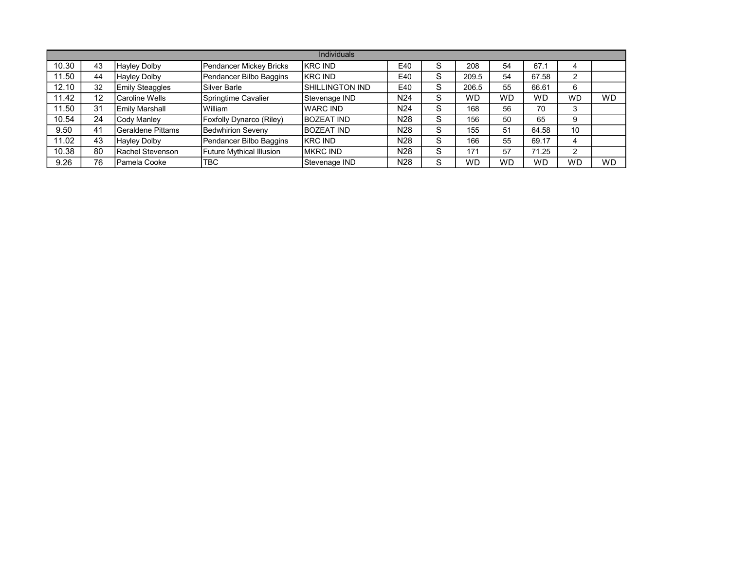| | | | | | | | | | | | |
|---|---|---|---|---|---|---|---|---|---|---|---|
| Individuals | | | | | | | | | | | |
| 10.30 | 43 | Hayley Dolby | Pendancer Mickey Bricks | KRC IND | E40 | S | 208 | 54 | 67.1 | 4 | |
| 11.50 | 44 | Hayley Dolby | Pendancer Bilbo Baggins | KRC IND | E40 | S | 209.5 | 54 | 67.58 | 2 | |
| 12.10 | 32 | Emily Steaggles | Silver Barle | SHILLINGTON IND | E40 | S | 206.5 | 55 | 66.61 | 6 | |
| 11.42 | 12 | Caroline Wells | Springtime Cavalier | Stevenage IND | N24 | S | WD | WD | WD | WD | WD |
| 11.50 | 31 | Emily Marshall | William | WARC IND | N24 | S | 168 | 56 | 70 | 3 | |
| 10.54 | 24 | Cody Manley | Foxfolly Dynarco (Riley) | BOZEAT IND | N28 | S | 156 | 50 | 65 | 9 | |
| 9.50 | 41 | Geraldene Pittams | Bedwhirion Seveny | BOZEAT IND | N28 | S | 155 | 51 | 64.58 | 10 | |
| 11.02 | 43 | Hayley Dolby | Pendancer Bilbo Baggins | KRC IND | N28 | S | 166 | 55 | 69.17 | 4 | |
| 10.38 | 80 | Rachel Stevenson | Future Mythical Illusion | MKRC IND | N28 | S | 171 | 57 | 71.25 | 2 | |
| 9.26 | 76 | Pamela Cooke | TBC | Stevenage IND | N28 | S | WD | WD | WD | WD | WD |